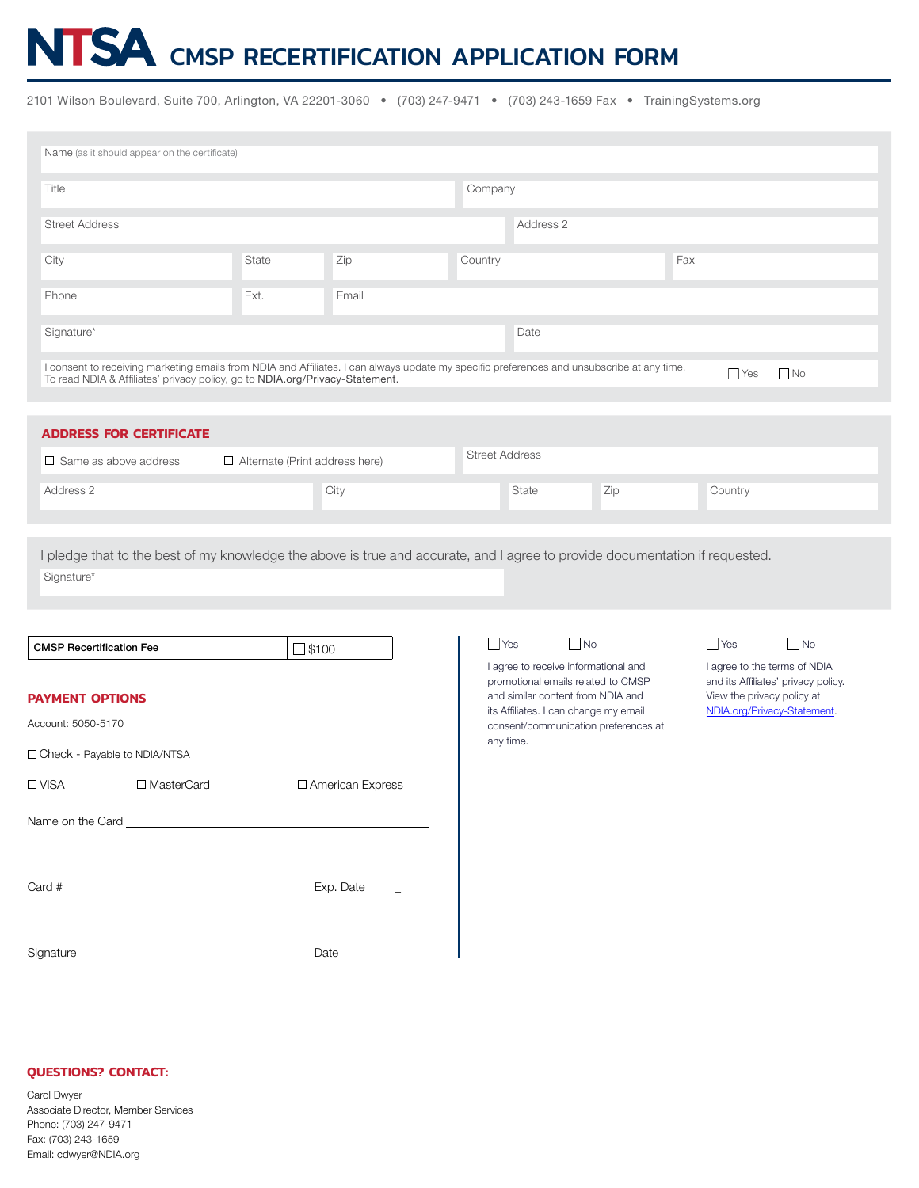# NTSA CMSP RECERTIFICATION APPLICATION FORM

2101 Wilson Boulevard, Suite 700, Arlington, VA 22201-3060 • (703) 247-9471 • (703) 243-1659 Fax • TrainingSystems.org

Name (as it should appear on the certificate)

Title

Company

Street Address

Address 2

City

State

Zip

Country

Fax

Phone

Ext.

Email

Signature*

Date

I consent to receiving marketing emails from NDIA and Affiliates. I can always update my specific preferences and unsubscribe at any time. To read NDIA & Affiliates' privacy policy, go to NDIA.org/Privacy-Statement. ☐ Yes ☐ No

## ADDRESS FOR CERTIFICATE

☐ Same as above address ☐ Alternate (Print address here)

Street Address

Address 2

City

State

Zip

Country

I pledge that to the best of my knowledge the above is true and accurate, and I agree to provide documentation if requested.

Signature*

| CMSP Recertification Fee | ☐ $100 |
|---|---|

## PAYMENT OPTIONS

Account: 5050-5170

☐ Check - Payable to NDIA/NTSA

☐ VISA ☐ MasterCard ☐ American Express

Name on the Card ____________________

Card # ____________________ Exp. Date ____ _ ____

Signature ____________________ Date ____________

☐ Yes ☐ No

I agree to receive informational and promotional emails related to CMSP and similar content from NDIA and its Affiliates. I can change my email consent/communication preferences at any time.

☐ Yes ☐ No

I agree to the terms of NDIA and its Affiliates' privacy policy. View the privacy policy at NDIA.org/Privacy-Statement.

## QUESTIONS? CONTACT:

Carol Dwyer
Associate Director, Member Services
Phone: (703) 247-9471
Fax: (703) 243-1659
Email: cdwyer@NDIA.org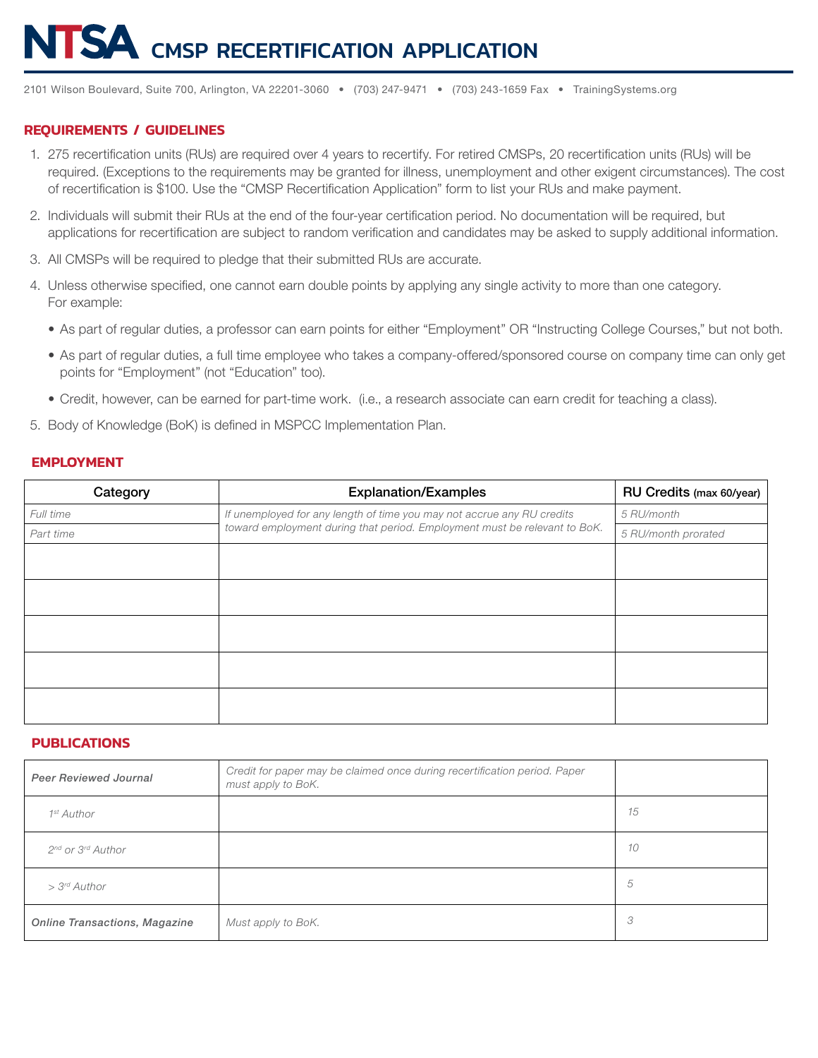# NTSA CMSP RECERTIFICATION APPLICATION

2101 Wilson Boulevard, Suite 700, Arlington, VA 22201-3060 • (703) 247-9471 • (703) 243-1659 Fax • TrainingSystems.org

## REQUIREMENTS / GUIDELINES

1. 275 recertification units (RUs) are required over 4 years to recertify. For retired CMSPs, 20 recertification units (RUs) will be required. (Exceptions to the requirements may be granted for illness, unemployment and other exigent circumstances). The cost of recertification is $100. Use the "CMSP Recertification Application" form to list your RUs and make payment.
2. Individuals will submit their RUs at the end of the four-year certification period. No documentation will be required, but applications for recertification are subject to random verification and candidates may be asked to supply additional information.
3. All CMSPs will be required to pledge that their submitted RUs are accurate.
4. Unless otherwise specified, one cannot earn double points by applying any single activity to more than one category. For example:
   - As part of regular duties, a professor can earn points for either "Employment" OR "Instructing College Courses," but not both.
   - As part of regular duties, a full time employee who takes a company-offered/sponsored course on company time can only get points for "Employment" (not "Education" too).
   - Credit, however, can be earned for part-time work. (i.e., a research associate can earn credit for teaching a class).
5. Body of Knowledge (BoK) is defined in MSPCC Implementation Plan.

## EMPLOYMENT

| Category | Explanation/Examples | RU Credits (max 60/year) |
|---|---|---|
| *Full time* | *If unemployed for any length of time you may not accrue any RU credits toward employment during that period. Employment must be relevant to BoK.* | *5 RU/month* |
| *Part time* | | *5 RU/month prorated* |
| | | |
| | | |
| | | |
| | | |
| | | |

## PUBLICATIONS

| | | |
|---|---|---|
| ***Peer Reviewed Journal*** | *Credit for paper may be claimed once during recertification period. Paper must apply to BoK.* | |
| *1st Author* | | *15* |
| *2nd or 3rd Author* | | *10* |
| *> 3rd Author* | | *5* |
| ***Online Transactions, Magazine*** | *Must apply to BoK.* | *3* |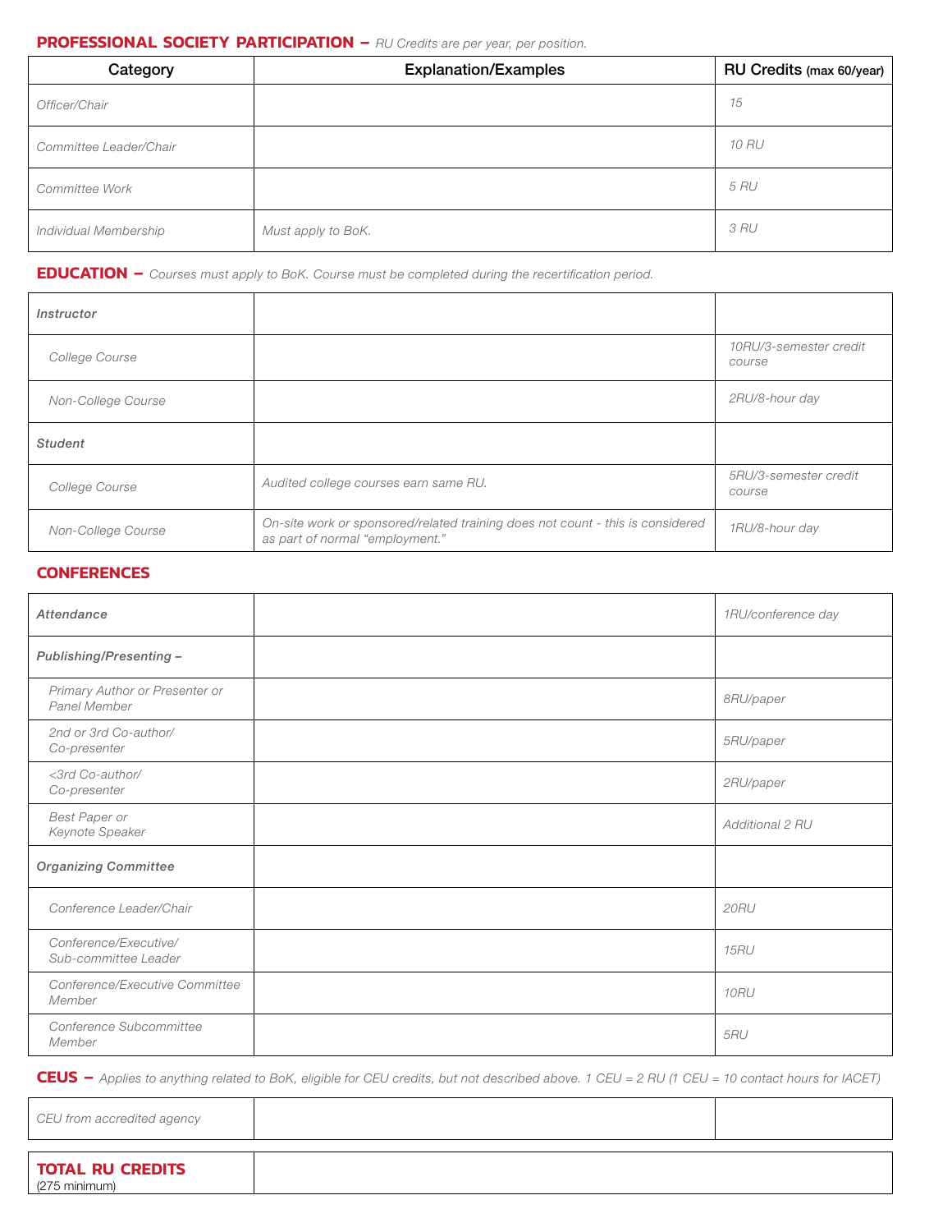**PROFESSIONAL SOCIETY PARTICIPATION –** *RU Credits are per year, per position.*

| Category | Explanation/Examples | RU Credits (max 60/year) |
|---|---|---|
| *Officer/Chair* | | *15* |
| *Committee Leader/Chair* | | *10 RU* |
| *Committee Work* | | *5 RU* |
| *Individual Membership* | *Must apply to BoK.* | *3 RU* |

**EDUCATION –** *Courses must apply to BoK. Course must be completed during the recertification period.*

| | | |
|---|---|---|
| ***Instructor*** | | |
| *College Course* | | *10RU/3-semester credit course* |
| *Non-College Course* | | *2RU/8-hour day* |
| ***Student*** | | |
| *College Course* | *Audited college courses earn same RU.* | *5RU/3-semester credit course* |
| *Non-College Course* | *On-site work or sponsored/related training does not count - this is considered as part of normal "employment."* | *1RU/8-hour day* |

**CONFERENCES**

| | | |
|---|---|---|
| ***Attendance*** | | *1RU/conference day* |
| ***Publishing/Presenting –*** | | |
| *Primary Author or Presenter or Panel Member* | | *8RU/paper* |
| *2nd or 3rd Co-author/ Co-presenter* | | *5RU/paper* |
| *<3rd Co-author/ Co-presenter* | | *2RU/paper* |
| *Best Paper or Keynote Speaker* | | *Additional 2 RU* |
| ***Organizing Committee*** | | |
| *Conference Leader/Chair* | | *20RU* |
| *Conference/Executive/ Sub-committee Leader* | | *15RU* |
| *Conference/Executive Committee Member* | | *10RU* |
| *Conference Subcommittee Member* | | *5RU* |

**CEUS –** *Applies to anything related to BoK, eligible for CEU credits, but not described above. 1 CEU = 2 RU (1 CEU = 10 contact hours for IACET)*

| | | |
|---|---|---|
| *CEU from accredited agency* | | |

| | |
|---|---|
| **TOTAL RU CREDITS** (275 minimum) | |